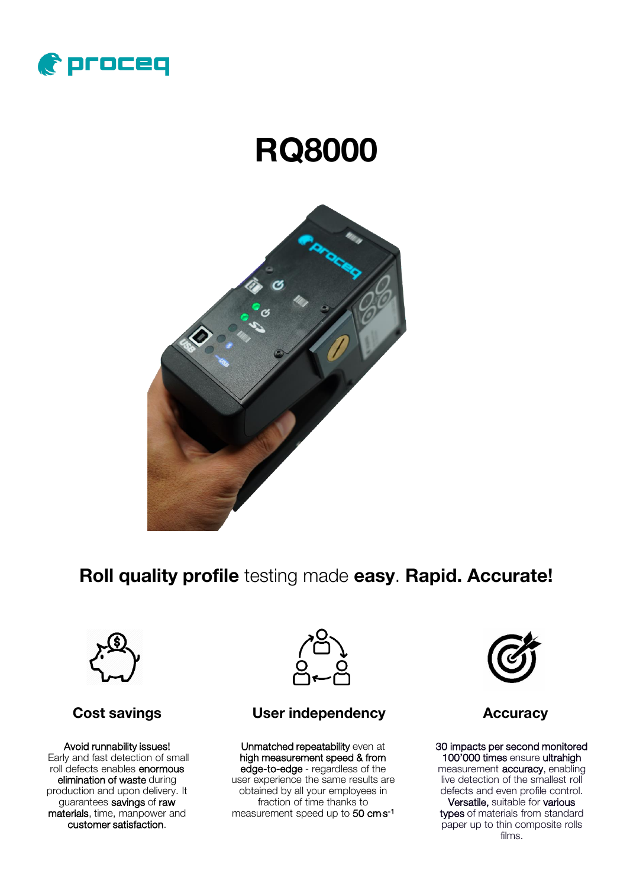# RQ8000

**Roll quality profile** testing made **easy**. **Rapid. Accurate!**

### Cost savings

Avoid runnability issues! Early and fast detection of small roll defects enables enormous elimination of waste during production and upon delivery. It guarantees savings of raw materials, time, manpower and customer satisfaction.

### User independency

Unmatched repeatability even at high measurement speed & from edge-to-edge - regardless of the user experience the same results are obtained by all your employees in fraction of time thanks to measurement speed up to 50 $cm \cdot s^{-1}$

### Accuracy

30 impacts per second monitored 100'000 times ensure ultrahigh measurement accuracy, enabling live detection of the smallest roll defects and even profile control. Versatile, suitable for various types of materials from standard paper up to thin composite rolls films.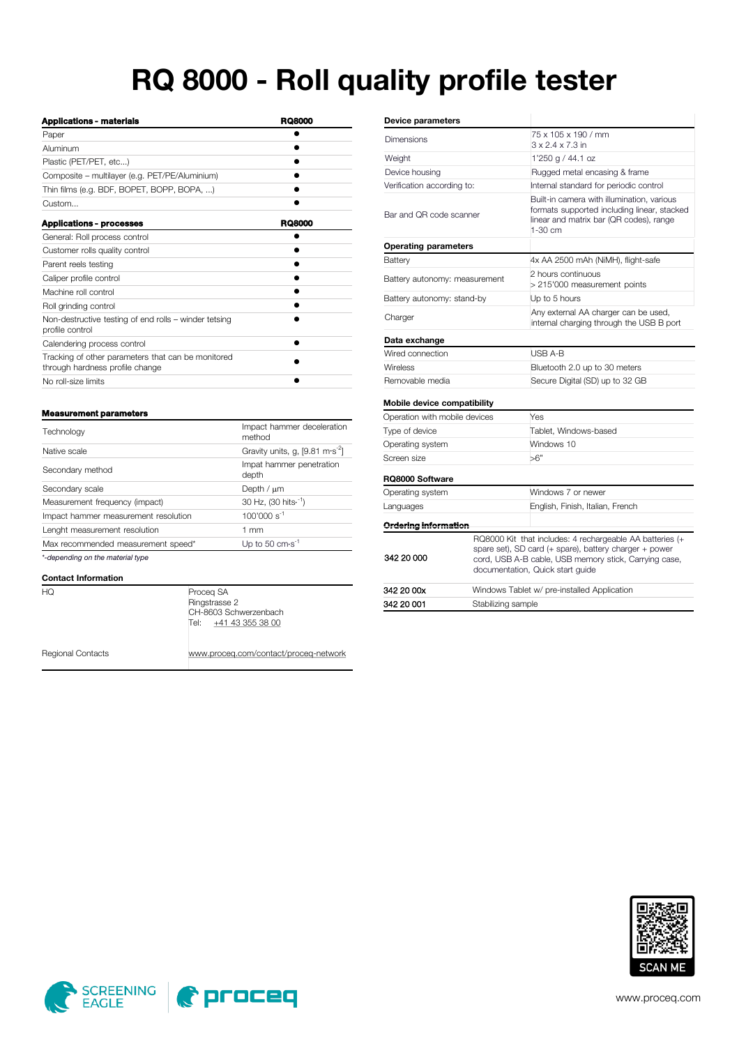# RQ 8000 - Roll quality profile tester

| **Applications - materials** | **RQ8000** |
|---|---|
| Paper | ● |
| Aluminum | ● |
| Plastic (PET/PET, etc...) | ● |
| Composite – multilayer (e.g. PET/PE/Aluminium) | ● |
| Thin films (e.g. BDF, BOPET, BOPP, BOPA, ...) | ● |
| Custom... | ● |

| **Applications - processes** | **RQ8000** |
|---|---|
| General: Roll process control | ● |
| Customer rolls quality control | ● |
| Parent reels testing | ● |
| Caliper profile control | ● |
| Machine roll control | ● |
| Roll grinding control | ● |
| Non-destructive testing of end rolls – winder tetsing profile control | ● |
| Calendering process control | ● |
| Tracking of other parameters that can be monitored through hardness profile change | ● |
| No roll-size limits | ● |

| **Measurement parameters** | |
|---|---|
| Technology | Impact hammer deceleration method |
| Native scale | Gravity units, g, [9.81 $m \cdot s^{-2}$] |
| Secondary method | Impat hammer penetration depth |
| Secondary scale | Depth / µm |
| Measurement frequency (impact) | 30 Hz, (30 hits$\cdot^{-1}$) |
| Impact hammer measurement resolution | 100'000 $s^{-1}$ |
| Lenght measurement resolution | 1 mm |
| Max recommended measurement speed* | Up to 50 $cm \cdot s^{-1}$ |

*\*-depending on the material type*

| **Contact Information** | |
|---|---|
| HQ | Proceq SA<br>Ringstrasse 2<br>CH-8603 Schwerzenbach<br>Tel: +41 43 355 38 00 |
| Regional Contacts | www.proceq.com/contact/proceq-network |

| **Device parameters** | |
|---|---|
| Dimensions | 75 x 105 x 190 / mm<br>3 x 2.4 x 7.3 in |
| Weight | 1'250 g / 44.1 oz |
| Device housing | Rugged metal encasing & frame |
| Verification according to: | Internal standard for periodic control |
| Bar and QR code scanner | Built-in camera with illumination, various formats supported including linear, stacked linear and matrix bar (QR codes), range 1-30 cm |

| **Operating parameters** | |
|---|---|
| Battery | 4x AA 2500 mAh (NiMH), flight-safe |
| Battery autonomy: measurement | 2 hours continuous<br>> 215'000 measurement points |
| Battery autonomy: stand-by | Up to 5 hours |
| Charger | Any external AA charger can be used, internal charging through the USB B port |

| **Data exchange** | |
|---|---|
| Wired connection | USB A-B |
| Wireless | Bluetooth 2.0 up to 30 meters |
| Removable media | Secure Digital (SD) up to 32 GB |

| **Mobile device compatibility** | |
|---|---|
| Operation with mobile devices | Yes |
| Type of device | Tablet, Windows-based |
| Operating system | Windows 10 |
| Screen size | >6" |

| **RQ8000 Software** | |
|---|---|
| Operating system | Windows 7 or newer |
| Languages | English, Finish, Italian, French |

| **Ordering information** | |
|---|---|
| 342 20 000 | RQ8000 Kit that includes: 4 rechargeable AA batteries (+ spare set), SD card (+ spare), battery charger + power cord, USB A-B cable, USB memory stick, Carrying case, documentation, Quick start guide |
| 342 20 00x | Windows Tablet w/ pre-installed Application |
| 342 20 001 | Stabilizing sample |

SCAN ME

www.proceq.com